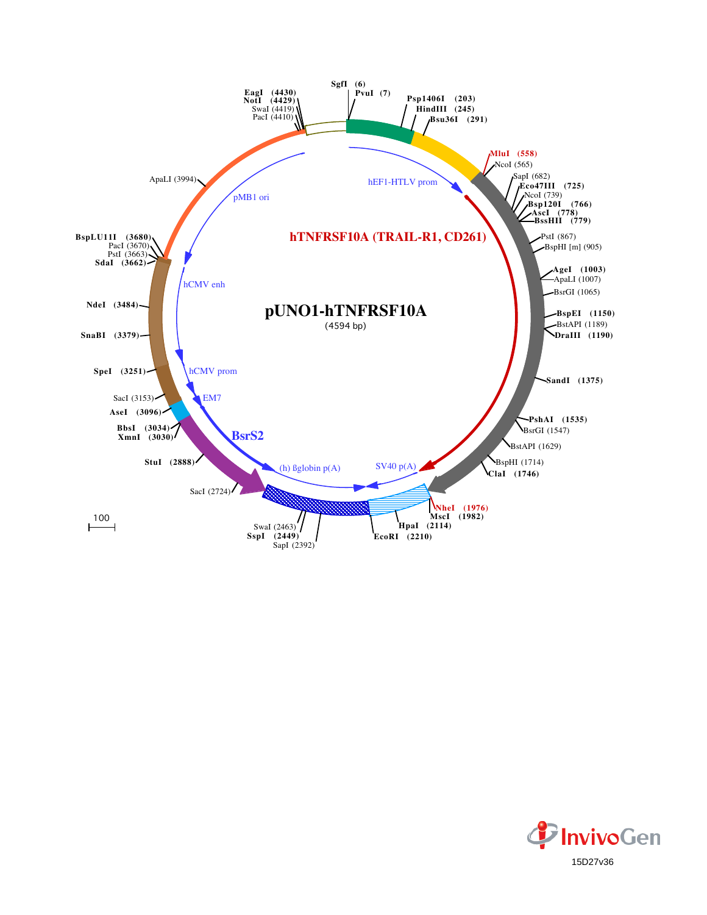# pUNO1-hTNFRSF10A

(4594 bp)

hTNFRSF10A (TRAIL-R1, CD261)

SgfI (6)
PvuI (7)
Psp1406I (203)
HindIII (245)
Bsu36I (291)
MluI (558)
NcoI (565)
SapI (682)
Eco47III (725)
NcoI (739)
Bsp120I (766)
AscI (778)
BssHII (779)
PstI (867)
BspHI [m] (905)
AgeI (1003)
ApaLI (1007)
BsrGI (1065)
BspEI (1150)
BstAPI (1189)
DraIII (1190)
SandI (1375)
PshAI (1535)
BsrGI (1547)
BstAPI (1629)
BspHI (1714)
ClaI (1746)
NheI (1976)
MscI (1982)
HpaI (2114)
EcoRI (2210)
SapI (2392)
SspI (2449)
SwaI (2463)
SacI (2724)
StuI (2888)
XmnI (3030)
BbsI (3034)
AseI (3096)
SacI (3153)
SpeI (3251)
SnaBI (3379)
NdeI (3484)
SdaI (3662)
PstI (3663)
PacI (3670)
BspLU11I (3680)
ApaLI (3994)
PacI (4410)
SwaI (4419)
NotI (4429)
EagI (4430)

hEF1-HTLV prom
SV40 p(A)
(h) ßglobin p(A)
BsrS2
EM7
hCMV prom
hCMV enh
pMB1 ori

100

InvivoGen

15D27v36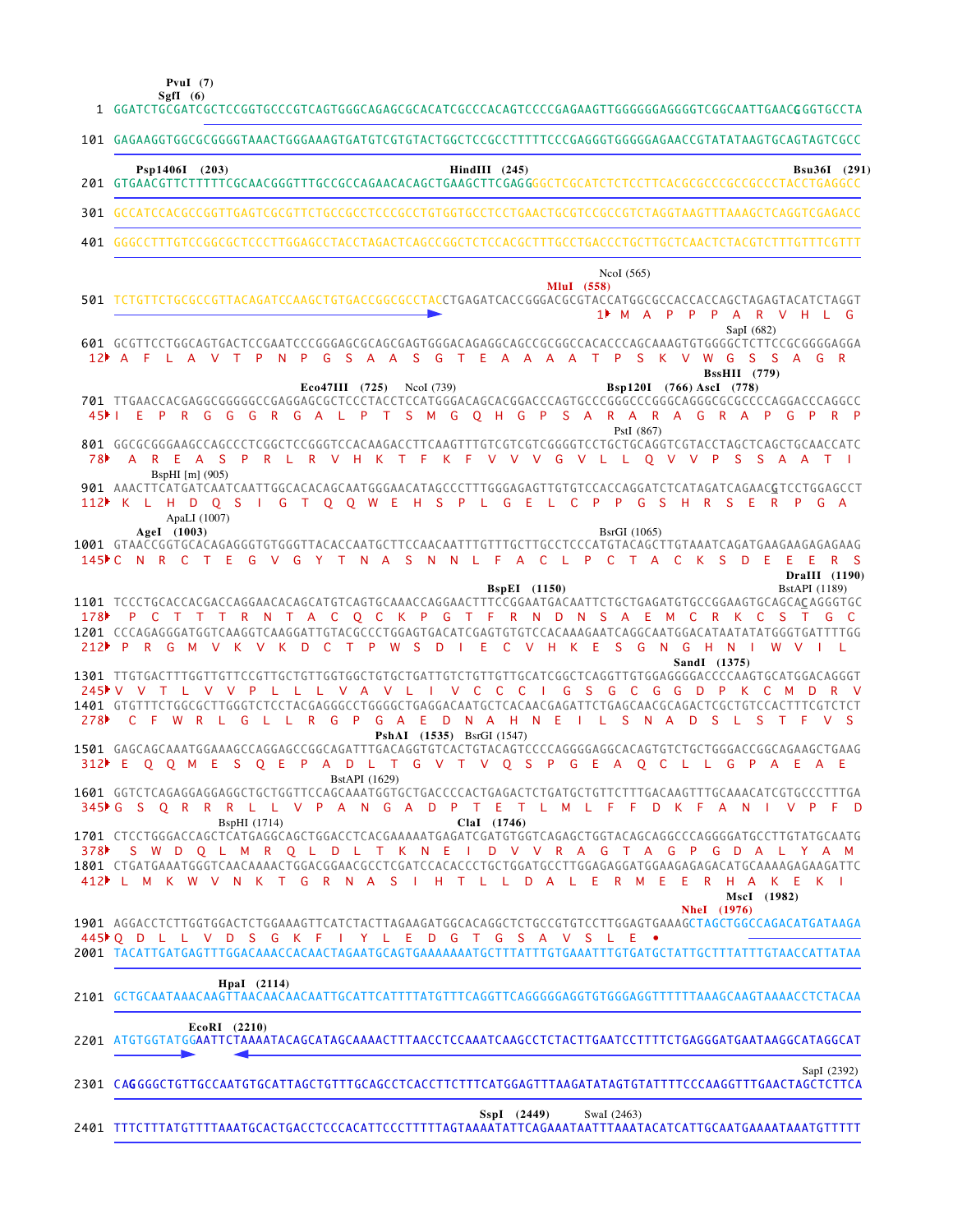```
                    PvuI (7)
                   SgfI (6)
   1 GGATCTGCGATCGCTCCGGTGCCCGTCAGTGGGCAGAGCGCACATCGCCCACAGTCCCCGAGAAGTTGGGGGGAGGGGTCGGCAATTGAACGGGTGCCTA

 101 GAGAAGGTGGCGCGGGGTAAACTGGGAAAGTGATGTCGTGTACTGGCTCCGCCTTTTTCCCGAGGGTGGGGGAGAACCGTATATAAGTGCAGTAGTCGCC

       Psp1406I  (203)                                 HindIII  (245)                                    Bsu36I  (291)
 201 GTGAACGTTCTTTTTCGCAACGGGTTTGCCGCCAGAACACAGCTGAAGCTTCGAGGGGCTCGCATCTCTCCTTCACGCGCCCGCCGCCCTACCTGAGGCC

 301 GCCATCCACGCCGGTTGAGTCGCGTTCTGCCGCCTCCCGCCTGTGGTGCCTCCTGAACTGCGTCCGCCGTCTAGGTAAGTTTAAAGCTCAGGTCGAGACC

 401 GGGCCTTTGTCCGGCGCTCCCTTGGAGCCTACCTAGACTCAGCCGGCTCTCCACGCTTTGCCTGACCCTGCTTGCTCAACTCTACGTCTTTGTTTCGTTT

                                                                                 NcoI (565)
                                                                     MluI  (558)
 501 TCTGTTCTGCGCCGTTACAGATCCAAGCTGTGACCGGCGCCTACCTGAGATCACCGGGACGCGTACCATGGCGCCACCACCAGCTAGAGTACATCTAGGT
                                                                               1▸ M  A  P  P  P  A  R  V  H  L  G
                                                                                                SapI (682)
 601 GCGTTCCTGGCAGTGACTCCGAATCCCGGGAGCGCAGCGAGTGGGACAGAGGCAGCCGCGGCCACACCCAGCAAAGTGTGGGGCTCTTCCGCGGGGAGGA
  12▸ A  F  L  A  V  T  P  N  P  G  S  A  A  S  G  T  E  A  A  A  A  T  P  S  K  V  W  G  S  S  A  G  R
                                                                                                BssHII  (779)
                                     Eco47III  (725)   NcoI (739)                   Bsp120I  (766) AscI  (778)
 701 TTGAACCACGAGGCGGGGGCCGAGGAGCGCTCCCTACCTCCATGGGACAGCACGGACCCAGTGCCCGGGCCCGGGCAGGGCGCGCCCCAGGACCCAGGCC
  45▸ I  E  P  R  G  G  G  R  G  A  L  P  T  S  M  G  Q  H  G  P  S  A  R  A  R  A  G  R  A  P  G  P  R  P
                                                                                  PstI (867)
 801 GGCGCGGGAAGCCAGCCCTCGGCTCCGGGTCCACAAGACCTTCAAGTTTGTCGTCGTCGGGGTCCTGCTGCAGGTCGTACCTAGCTCAGCTGCAACCATC
  78▸  A  R  E  A  S  P  R  L  R  V  H  K  T  F  K  F  V  V  V  G  V  L  L  Q  V  V  P  S  S  A  A  T  I
        BspHI [m] (905)
 901 AAACTTCATGATCAATCAATTGGCACACAGCAATGGGAACATAGCCCTTTGGGAGAGTTGTGTCCACCAGGATCTCATAGATCAGAACGTCCTGGAGCCT
 112▸ K  L  H  D  Q  S  I  G  T  Q  Q  W  E  H  S  P  L  G  E  L  C  P  P  G  S  H  R  S  E  R  P  G  A
               ApaLI (1007)
         AgeI  (1003)                                                       BsrGI (1065)
1001 GTAACCGGTGCACAGAGGGTGTGGGTTACACCAATGCTTCCAACAATTTGTTTGCTTGCCTCCCATGTACAGCTTGTAAATCAGATGAAGAAGAGAGAAG
 145▸C  N  R  C  T  E  G  V  G  Y  T  N  A  S  N  N  L  F  A  C  L  P  C  T  A  C  K  S  D  E  E  E  R  S
                                                                                                DraIII  (1190)
                                                       BspEI  (1150)                           BstAPI (1189)
1101 TCCCTGCACCACGACCAGGAACACAGCATGTCAGTGCAAACCAGGAACTTTCCGGAATGACAATTCTGCTGAGATGTGCCGGAAGTGCAGCACAGGGTGC
 178▸  P  C  T  T  T  R  N  T  A  C  Q  C  K  P  G  T  F  R  N  D  N  S  A  E  M  C  R  K  C  S  T  G  C
1201 CCCAGAGGGATGGTCAAGGTCAAGGATTGTACGCCCTGGAGTGACATCGAGTGTGTCCACAAAGAATCAGGCAATGGACATAATATATGGGTGATTTTGG
 212▸ P  R  G  M  V  K  V  K  D  C  T  P  W  S  D  I  E  C  V  H  K  E  S  G  N  G  H  N  I  W  V  I  L
                                                                                         SandI  (1375)
1301 TTGTGACTTTGGTTGTTCCGTTGCTGTTGGTGGCTGTGCTGATTGTCTGTTGTTGCATCGGCTCAGGTTGTGGAGGGGACCCCAAGTGCATGGACAGGGT
 245▸V  V  T  L  V  V  P  L  L  L  V  A  V  L  I  V  C  C  C  I  G  S  G  C  G  G  D  P  K  C  M  D  R  V
1401 GTGTTTCTGGCGCTTGGGTCTCCTACGAGGGCCTGGGGCTGAGGACAATGCTCACAACGAGATTCTGAGCAACGCAGACTCGCTGTCCACTTTCGTCTCT
 278▸  C  F  W  R  L  G  L  L  R  G  P  G  A  E  D  N  A  H  N  E  I  L  S  N  A  D  S  L  S  T  F  V  S
                                             PshAI  (1535)  BsrGI (1547)
1501 GAGCAGCAAATGGAAAGCCAGGAGCCGGCAGATTTGACAGGTGTCACTGTACAGTCCCCAGGGGAGGCACAGTGTCTGCTGGGACCGGCAGAAGCTGAAG
 312▸ E  Q  Q  M  E  S  Q  E  P  A  D  L  T  G  V  T  V  Q  S  P  G  E  A  Q  C  L  L  G  P  A  E  A  E
                              BstAPI (1629)
1601 GGTCTCAGAGGAGGAGGCTGCTGGTTCCAGCAAATGGTGCTGACCCCACTGAGACTCTGATGCTGTTCTTTGACAAGTTTGCAAACATCGTGCCCTTTGA
 345▸G  S  Q  R  R  R  L  L  V  P  A  N  G  A  D  P  T  E  T  L  M  L  F  F  D  K  F  A  N  I  V  P  F  D
                   BspHI (1714)                          ClaI  (1746)
1701 CTCCTGGGACCAGCTCATGAGGCAGCTGGACCTCACGAAAAATGAGATCGATGTGGTCAGAGCTGGTACAGCAGGCCCAGGGGATGCCTTGTATGCAATG
 378▸  S  W  D  Q  L  M  R  Q  L  D  L  T  K  N  E  I  D  V  V  R  A  G  T  A  G  P  G  D  A  L  Y  A  M
1801 CTGATGAAATGGGTCAACAAAACTGGACGGAACGCCTCGATCCACACCCTGCTGGATGCCTTGGAGAGGATGGAAGAGAGACATGCAAAAGAGAAGATTC
 412▸ L  M  K  W  V  N  K  T  G  R  N  A  S  I  H  T  L  L  D  A  L  E  R  M  E  E  R  H  A  K  E  K  I
                                                                                               MscI  (1982)
                                                                                    NheI  (1976)
1901 AGGACCTCTTGGTGGACTCTGGAAAGTTCATCTACTTAGAAGATGGCACAGGCTCTGCCGTGTCCTTGGAGTGAAAGCTAGCTGGCCAGACATGATAAGA
 445▸Q  D  L  L  V  D  S  G  K  F  I  Y  L  E  D  G  T  G  S  A  V  S  L  E  •
2001 TACATTGATGAGTTTGGACAAACCACAACTAGAATGCAGTGAAAAAAATGCTTTATTTGTGAAATTTGTGATGCTATTGCTTTATTTGTAACCATTATAA

                         HpaI  (2114)
2101 GCTGCAATAAACAAGTTAACAACAACAATTGCATTCATTTTATGTTTCAGGTTCAGGGGGAGGTGTGGGAGGTTTTTTAAAGCAAGTAAAACCTCTACAA

                      EcoRI  (2210)
2201 ATGTGGTATGGAATTCTAAAATACAGCATAGCAAAACTTTAACCTCCAAATCAAGCCTCTACTTGAATCCTTTTCTGAGGGATGAATAAGGCATAGGCAT

                                                                                                  SapI (2392)
2301 CAGGGGCTGTTGCCAATGTGCATTAGCTGTTTGCAGCCTCACCTTCTTTCATGGAGTTTAAGATATAGTGTATTTTCCCAAGGTTTGAACTAGCTCTTCA

                                                          SspI  (2449)      SwaI (2463)
2401 TTTCTTTATGTTTTAAATGCACTGACCTCCCACATTCCCTTTTTAGTAAAATATTCAGAAATAATTTAAATACATCATTGCAATGAAAATAAATGTTTTT
```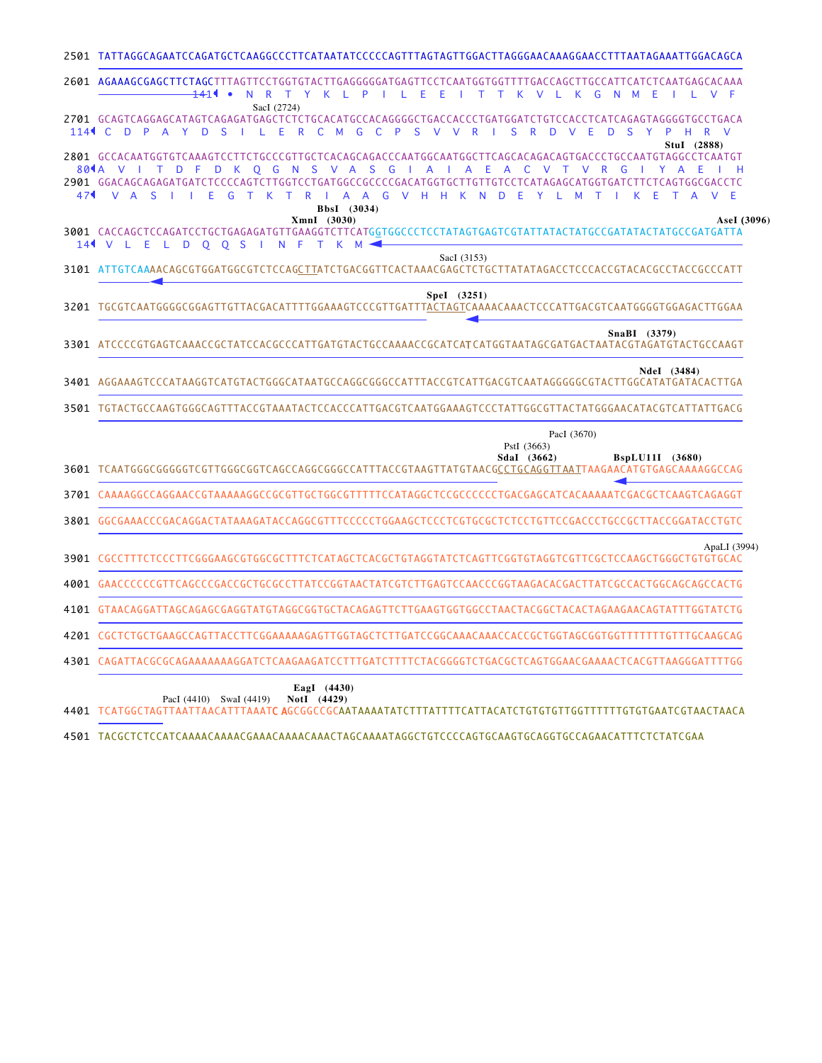```
2501 TATTAGGCAGAATCCAGATGCTCAAGGCCCTTCATAATATCCCCCAGTTTAGTAGTTGGACTTAGGGAACAAAGGAACCTTTAATAGAAATTGGACAGCA

2601 AGAAAGCGAGCTTCTAGCTTTAGTTCCTGGTGTACTTGAGGGGGATGAGTTCCTCAATGGTGGTTTTGACCAGCTTGCCATTCATCTCAATGAGCACAAA
 141◄ •  N  R  T  Y  K  L  P  I  L  E  E  I  T  T  K  V  L  K  G  N  M  E  I  L  V  F
                                        SacI (2724)
2701 GCAGTCAGGAGCATAGTCAGAGATGAGCTCTCTGCACATGCCACAGGGGCTGACCACCCTGATGGATCTGTCCACCTCATCAGAGTAGGGGTGCCTGACA
 114◄ C  D  P  A  Y  D  S  I  L  E  R  C  M  G  C  P  S  V  V  R  I  S  R  D  V  E  D  S  Y  P  H  R  V
                                                                                                   StuI (2888)
2801 GCCACAATGGTGTCAAAGTCCTTCTGCCCGTTGCTCACAGCAGACCCAATGGCAATGGCTTCAGCACAGACAGTGACCCTGCCAATGTAGGCCTCAATGT
 80◄ A  V  I  T  D  F  D  K  Q  G  N  S  V  A  S  G  I  A  I  A  E  A  C  V  T  V  R  G  I  Y  A  E  I  H
2901 GGACAGCAGAGATGATCTCCCCAGTCTTGGTCCTGATGGCCGCCCCGACATGGTGCTTGTTGTCCTCATAGAGCATGGTGATCTTCTCAGTGGCGACCTC
 47◄ V  A  S  I  I  E  G  T  K  T  R  I  A  A  G  V  H  H  K  N  D  E  Y  L  M  T  I  K  E  T  A  V  E
                                               BbsI (3034)
                                          XmnI (3030)                                                          AseI (3096)
3001 CACCAGCTCCAGATCCTGCTGAGAGATGTTGAAGGTCTTCATGGTGGCCCTCCTATAGTGAGTCGTATTATACTATGCCGATATACTATGCCGATGATTA
 14◄ V  L  E  L  D  Q  Q  S  I  N  F  T  K  M ◄
                                                                         SacI (3153)
3101 ATTGTCAAAACAGCGTGGATGGCGTCTCCAGCTTATCTGACGGTTCACTAAACGAGCTCTGCTTATATAGACCTCCCACCGTACACGCCTACCGCCCATT
                                                                      SpeI (3251)
3201 TGCGTCAATGGGGCGGAGTTGTTACGACATTTTGGAAAGTCCCGTTGATTTACTAGTCAAAACAAACTCCCATTGACGTCAATGGGGTGGAGACTTGGAA
                                                                                              SnaBI (3379)
3301 ATCCCCGTGAGTCAAACCGCTATCCACGCCCATTGATGTACTGCCAAAACCGCATCATCATGGTAATAGCGATGACTAATACGTAGATGTACTGCCAAGT
                                                                                              NdeI (3484)
3401 AGGAAAGTCCCATAAGGTCATGTACTGGGCATAATGCCAGGCGGGCCATTTACCGTCATTGACGTCAATAGGGGGCGTACTTGGCATATGATACACTTGA

3501 TGTACTGCCAAGTGGGCAGTTTACCGTAAATACTCCACCCATTGACGTCAATGGAAAGTCCCTATTGGCGTTACTATGGGAACATACGTCATTATTGACG
                                                                                   PacI (3670)
                                                                           PstI (3663)
                                                                        SdaI (3662)          BspLU11I (3680)
3601 TCAATGGGCGGGGGTCGTTGGGCGGTCAGCCAGGCGGGCCATTTACCGTAAGTTATGTAACGCCTGCAGGTTAATTAAGAACATGTGAGCAAAAGGCCAG

3701 CAAAAGGCCAGGAACCGTAAAAAGGCCGCGTTGCTGGCGTTTTTCCATAGGCTCCGCCCCCCTGACGAGCATCACAAAAATCGACGCTCAAGTCAGAGGT

3801 GGCGAAACCCGACAGGACTATAAAGATACCAGGCGTTTCCCCCTGGAAGCTCCCTCGTGCGCTCTCCTGTTCCGACCCTGCCGCTTACCGGATACCTGTC
                                                                                                   ApaLI (3994)
3901 CGCCTTTCTCCCTTCGGGAAGCGTGGCGCTTTCTCATAGCTCACGCTGTAGGTATCTCAGTTCGGTGTAGGTCGTTCGCTCCAAGCTGGGCTGTGTGCAC

4001 GAACCCCCCGTTCAGCCCGACCGCTGCGCCTTATCCGGTAACTATCGTCTTGAGTCCAACCCGGTAAGACACGACTTATCGCCACTGGCAGCAGCCACTG

4101 GTAACAGGATTAGCAGAGCGAGGTATGTAGGCGGTGCTACAGAGTTCTTGAAGTGGTGGCCTAACTACGGCTACACTAGAAGAACAGTATTTGGTATCTG

4201 CGCTCTGCTGAAGCCAGTTACCTTCGGAAAAAGAGTTGGTAGCTCTTGATCCGGCAAACAAACCACCGCTGGTAGCGGTGGTTTTTTTGTTTGCAAGCAG

4301 CAGATTACGCGCAGAAAAAAAGGATCTCAAGAAGATCCTTTGATCTTTTCTACGGGGTCTGACGCTCAGTGGAACGAAAACTCACGTTAAGGGATTTTGG
                                       EagI (4430)
                 PacI (4410)  SwaI (4419)  NotI (4429)
4401 TCATGGCTAGTTAATTAACATTTAAATCAGCGGCCGCAATAAAATATCTTTATTTTCATTACATCTGTGTGTTGGTTTTTTGTGTGAATCGTAACTAACA

4501 TACGCTCTCCATCAAAACAAAACGAAACAAAACAAACTAGCAAAATAGGCTGTCCCCAGTGCAAGTGCAGGTGCCAGAACATTTCTCTATCGAA
```